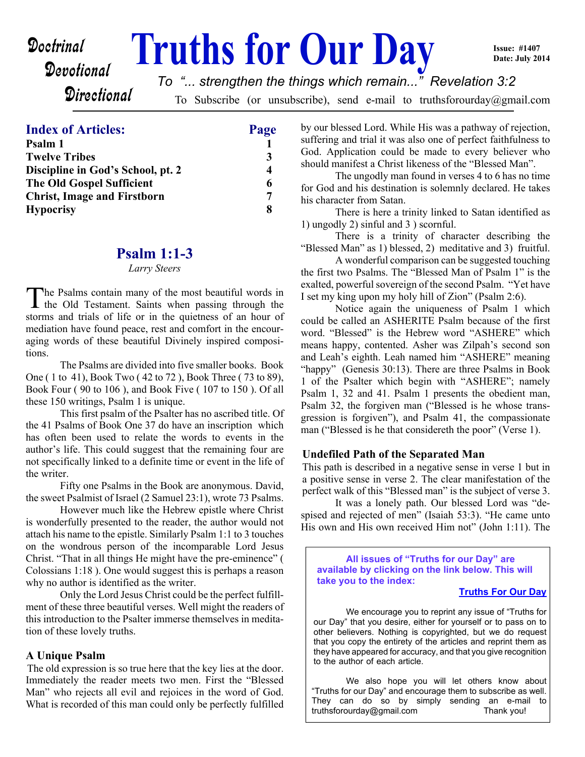Doctrinal
Devotional
Directional

# Truths for Our Day

Issue: #1407
Date: July 2014

*To "... strengthen the things which remain..." Revelation 3:2*

To Subscribe (or unsubscribe), send e-mail to truthsforourday@gmail.com

## Index of Articles:

| Article | Page |
|---|---|
| **Psalm 1** | **1** |
| **Twelve Tribes** | **3** |
| **Discipline in God's School, pt. 2** | **4** |
| **The Old Gospel Sufficient** | **6** |
| **Christ, Image and Firstborn** | **7** |
| **Hypocrisy** | **8** |

## Psalm 1:1-3

*Larry Steers*

The Psalms contain many of the most beautiful words in the Old Testament. Saints when passing through the storms and trials of life or in the quietness of an hour of mediation have found peace, rest and comfort in the encouraging words of these beautiful Divinely inspired compositions.

The Psalms are divided into five smaller books. Book One ( 1 to 41), Book Two ( 42 to 72 ), Book Three ( 73 to 89), Book Four ( 90 to 106 ), and Book Five ( 107 to 150 ). Of all these 150 writings, Psalm 1 is unique.

This first psalm of the Psalter has no ascribed title. Of the 41 Psalms of Book One 37 do have an inscription which has often been used to relate the words to events in the author's life. This could suggest that the remaining four are not specifically linked to a definite time or event in the life of the writer.

Fifty one Psalms in the Book are anonymous. David, the sweet Psalmist of Israel (2 Samuel 23:1), wrote 73 Psalms.

However much like the Hebrew epistle where Christ is wonderfully presented to the reader, the author would not attach his name to the epistle. Similarly Psalm 1:1 to 3 touches on the wondrous person of the incomparable Lord Jesus Christ. "That in all things He might have the pre-eminence" ( Colossians 1:18 ). One would suggest this is perhaps a reason why no author is identified as the writer.

Only the Lord Jesus Christ could be the perfect fulfillment of these three beautiful verses. Well might the readers of this introduction to the Psalter immerse themselves in meditation of these lovely truths.

### A Unique Psalm

The old expression is so true here that the key lies at the door. Immediately the reader meets two men. First the "Blessed Man" who rejects all evil and rejoices in the word of God. What is recorded of this man could only be perfectly fulfilled by our blessed Lord. While His was a pathway of rejection, suffering and trial it was also one of perfect faithfulness to God. Application could be made to every believer who should manifest a Christ likeness of the "Blessed Man".

The ungodly man found in verses 4 to 6 has no time for God and his destination is solemnly declared. He takes his character from Satan.

There is here a trinity linked to Satan identified as 1) ungodly 2) sinful and 3 ) scornful.

There is a trinity of character describing the "Blessed Man" as 1) blessed, 2) meditative and 3) fruitful.

A wonderful comparison can be suggested touching the first two Psalms. The "Blessed Man of Psalm 1" is the exalted, powerful sovereign of the second Psalm. "Yet have I set my king upon my holy hill of Zion" (Psalm 2:6).

Notice again the uniqueness of Psalm 1 which could be called an ASHERITE Psalm because of the first word. "Blessed" is the Hebrew word "ASHERE" which means happy, contented. Asher was Zilpah's second son and Leah's eighth. Leah named him "ASHERE" meaning "happy" (Genesis 30:13). There are three Psalms in Book 1 of the Psalter which begin with "ASHERE"; namely Psalm 1, 32 and 41. Psalm 1 presents the obedient man, Psalm 32, the forgiven man ("Blessed is he whose transgression is forgiven"), and Psalm 41, the compassionate man ("Blessed is he that considereth the poor" (Verse 1).

### Undefiled Path of the Separated Man

This path is described in a negative sense in verse 1 but in a positive sense in verse 2. The clear manifestation of the perfect walk of this "Blessed man" is the subject of verse 3.

It was a lonely path. Our blessed Lord was "despised and rejected of men" (Isaiah 53:3). "He came unto His own and His own received Him not" (John 1:11). The

---

**All issues of "Truths for our Day" are available by clicking on the link below. This will take you to the index:**

**Truths For Our Day**

We encourage you to reprint any issue of "Truths for our Day" that you desire, either for yourself or to pass on to other believers. Nothing is copyrighted, but we do request that you copy the entirety of the articles and reprint them as they have appeared for accuracy, and that you give recognition to the author of each article.

We also hope you will let others know about "Truths for our Day" and encourage them to subscribe as well. They can do so by simply sending an e-mail to truthsforourday@gmail.com Thank you!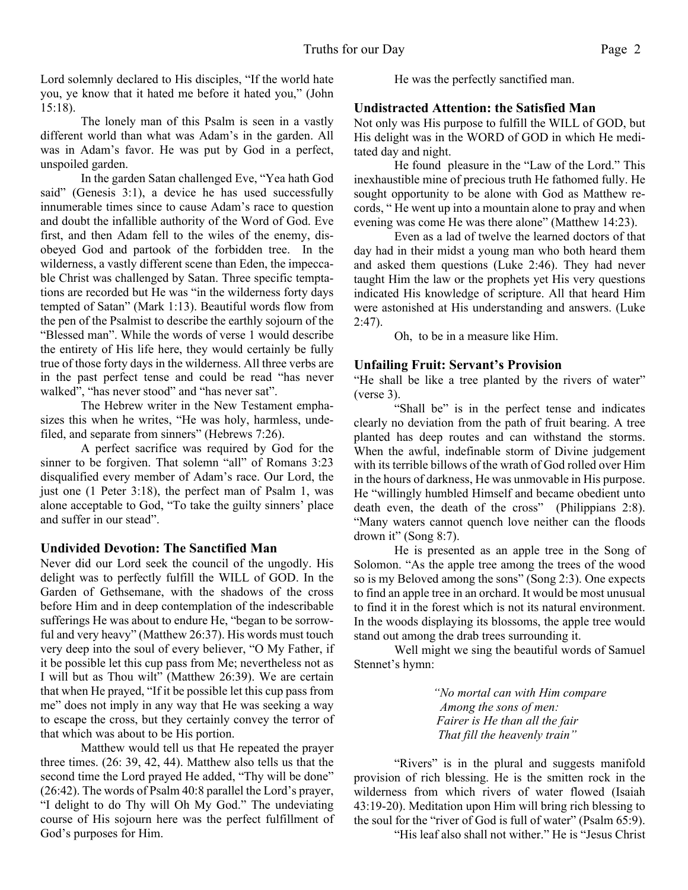Lord solemnly declared to His disciples, "If the world hate you, ye know that it hated me before it hated you," (John 15:18).

The lonely man of this Psalm is seen in a vastly different world than what was Adam's in the garden. All was in Adam's favor. He was put by God in a perfect, unspoiled garden.

In the garden Satan challenged Eve, "Yea hath God said" (Genesis 3:1), a device he has used successfully innumerable times since to cause Adam's race to question and doubt the infallible authority of the Word of God. Eve first, and then Adam fell to the wiles of the enemy, disobeyed God and partook of the forbidden tree. In the wilderness, a vastly different scene than Eden, the impeccable Christ was challenged by Satan. Three specific temptations are recorded but He was "in the wilderness forty days tempted of Satan" (Mark 1:13). Beautiful words flow from the pen of the Psalmist to describe the earthly sojourn of the "Blessed man". While the words of verse 1 would describe the entirety of His life here, they would certainly be fully true of those forty days in the wilderness. All three verbs are in the past perfect tense and could be read "has never walked", "has never stood" and "has never sat".

The Hebrew writer in the New Testament emphasizes this when he writes, "He was holy, harmless, undefiled, and separate from sinners" (Hebrews 7:26).

A perfect sacrifice was required by God for the sinner to be forgiven. That solemn "all" of Romans 3:23 disqualified every member of Adam's race. Our Lord, the just one (1 Peter 3:18), the perfect man of Psalm 1, was alone acceptable to God, "To take the guilty sinners' place and suffer in our stead".

### Undivided Devotion: The Sanctified Man

Never did our Lord seek the council of the ungodly. His delight was to perfectly fulfill the WILL of GOD. In the Garden of Gethsemane, with the shadows of the cross before Him and in deep contemplation of the indescribable sufferings He was about to endure He, "began to be sorrowful and very heavy" (Matthew 26:37). His words must touch very deep into the soul of every believer, "O My Father, if it be possible let this cup pass from Me; nevertheless not as I will but as Thou wilt" (Matthew 26:39). We are certain that when He prayed, "If it be possible let this cup pass from me" does not imply in any way that He was seeking a way to escape the cross, but they certainly convey the terror of that which was about to be His portion.

Matthew would tell us that He repeated the prayer three times. (26: 39, 42, 44). Matthew also tells us that the second time the Lord prayed He added, "Thy will be done" (26:42). The words of Psalm 40:8 parallel the Lord's prayer, "I delight to do Thy will Oh My God." The undeviating course of His sojourn here was the perfect fulfillment of God's purposes for Him.

He was the perfectly sanctified man.

### Undistracted Attention: the Satisfied Man

Not only was His purpose to fulfill the WILL of GOD, but His delight was in the WORD of GOD in which He meditated day and night.

He found pleasure in the "Law of the Lord." This inexhaustible mine of precious truth He fathomed fully. He sought opportunity to be alone with God as Matthew records, " He went up into a mountain alone to pray and when evening was come He was there alone" (Matthew 14:23).

Even as a lad of twelve the learned doctors of that day had in their midst a young man who both heard them and asked them questions (Luke 2:46). They had never taught Him the law or the prophets yet His very questions indicated His knowledge of scripture. All that heard Him were astonished at His understanding and answers. (Luke 2:47).

Oh, to be in a measure like Him.

### Unfailing Fruit: Servant's Provision

"He shall be like a tree planted by the rivers of water" (verse 3).

"Shall be" is in the perfect tense and indicates clearly no deviation from the path of fruit bearing. A tree planted has deep routes and can withstand the storms. When the awful, indefinable storm of Divine judgement with its terrible billows of the wrath of God rolled over Him in the hours of darkness, He was unmovable in His purpose. He "willingly humbled Himself and became obedient unto death even, the death of the cross" (Philippians 2:8). "Many waters cannot quench love neither can the floods drown it" (Song 8:7).

He is presented as an apple tree in the Song of Solomon. "As the apple tree among the trees of the wood so is my Beloved among the sons" (Song 2:3). One expects to find an apple tree in an orchard. It would be most unusual to find it in the forest which is not its natural environment. In the woods displaying its blossoms, the apple tree would stand out among the drab trees surrounding it.

Well might we sing the beautiful words of Samuel Stennet's hymn:

> *"No mortal can with Him compare*
> *Among the sons of men:*
> *Fairer is He than all the fair*
> *That fill the heavenly train"*

"Rivers" is in the plural and suggests manifold provision of rich blessing. He is the smitten rock in the wilderness from which rivers of water flowed (Isaiah 43:19-20). Meditation upon Him will bring rich blessing to the soul for the "river of God is full of water" (Psalm 65:9).

"His leaf also shall not wither." He is "Jesus Christ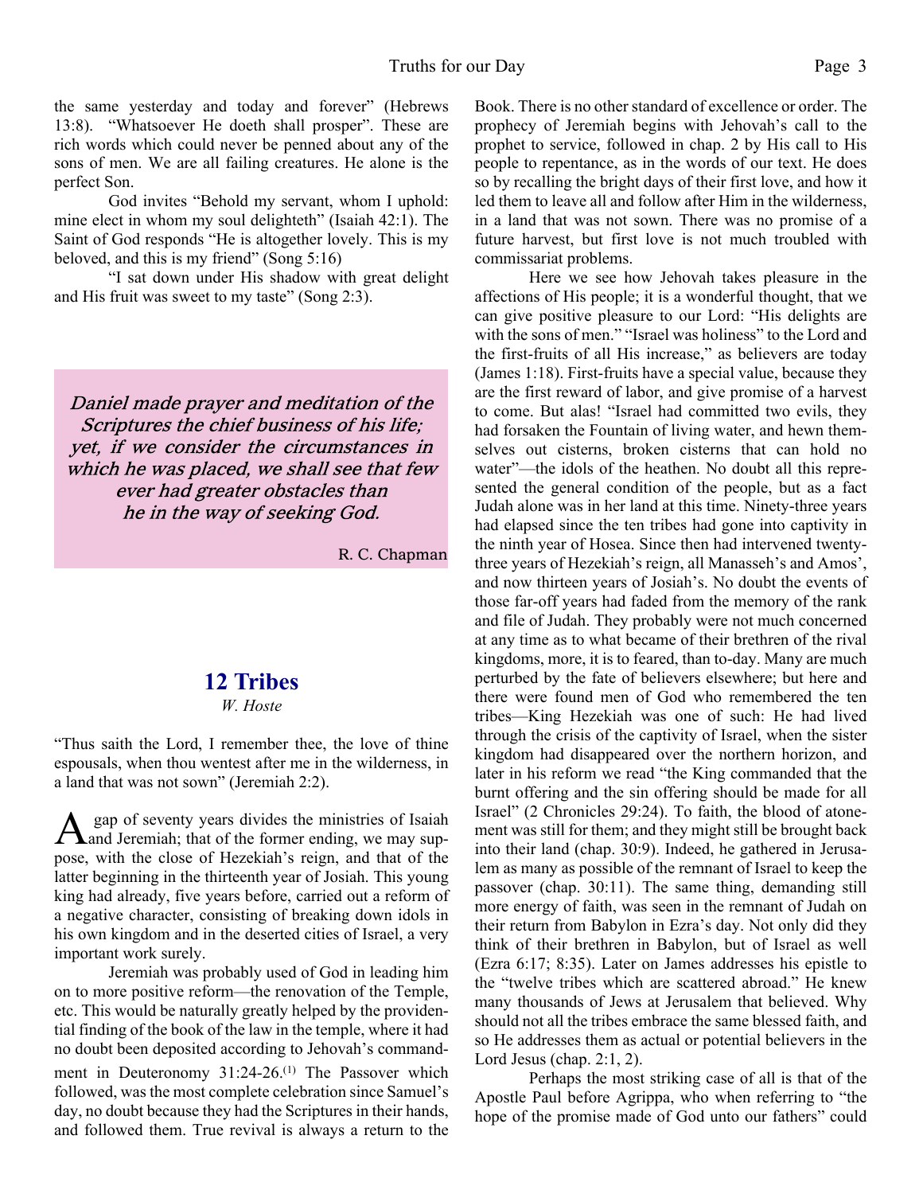the same yesterday and today and forever" (Hebrews 13:8). "Whatsoever He doeth shall prosper". These are rich words which could never be penned about any of the sons of men. We are all failing creatures. He alone is the perfect Son.

God invites "Behold my servant, whom I uphold: mine elect in whom my soul delighteth" (Isaiah 42:1). The Saint of God responds "He is altogether lovely. This is my beloved, and this is my friend" (Song 5:16)

"I sat down under His shadow with great delight and His fruit was sweet to my taste" (Song 2:3).

> *Daniel made prayer and meditation of the Scriptures the chief business of his life; yet, if we consider the circumstances in which he was placed, we shall see that few ever had greater obstacles than he in the way of seeking God.*
>
> R. C. Chapman

## 12 Tribes

*W. Hoste*

"Thus saith the Lord, I remember thee, the love of thine espousals, when thou wentest after me in the wilderness, in a land that was not sown" (Jeremiah 2:2).

A gap of seventy years divides the ministries of Isaiah and Jeremiah; that of the former ending, we may suppose, with the close of Hezekiah's reign, and that of the latter beginning in the thirteenth year of Josiah. This young king had already, five years before, carried out a reform of a negative character, consisting of breaking down idols in his own kingdom and in the deserted cities of Israel, a very important work surely.

Jeremiah was probably used of God in leading him on to more positive reform—the renovation of the Temple, etc. This would be naturally greatly helped by the providential finding of the book of the law in the temple, where it had no doubt been deposited according to Jehovah's commandment in Deuteronomy 31:24-26.[1] The Passover which followed, was the most complete celebration since Samuel's day, no doubt because they had the Scriptures in their hands, and followed them. True revival is always a return to the Book. There is no other standard of excellence or order. The prophecy of Jeremiah begins with Jehovah's call to the prophet to service, followed in chap. 2 by His call to His people to repentance, as in the words of our text. He does so by recalling the bright days of their first love, and how it led them to leave all and follow after Him in the wilderness, in a land that was not sown. There was no promise of a future harvest, but first love is not much troubled with commissariat problems.

Here we see how Jehovah takes pleasure in the affections of His people; it is a wonderful thought, that we can give positive pleasure to our Lord: "His delights are with the sons of men." "Israel was holiness" to the Lord and the first-fruits of all His increase," as believers are today (James 1:18). First-fruits have a special value, because they are the first reward of labor, and give promise of a harvest to come. But alas! "Israel had committed two evils, they had forsaken the Fountain of living water, and hewn themselves out cisterns, broken cisterns that can hold no water"—the idols of the heathen. No doubt all this represented the general condition of the people, but as a fact Judah alone was in her land at this time. Ninety-three years had elapsed since the ten tribes had gone into captivity in the ninth year of Hosea. Since then had intervened twenty-three years of Hezekiah's reign, all Manasseh's and Amos', and now thirteen years of Josiah's. No doubt the events of those far-off years had faded from the memory of the rank and file of Judah. They probably were not much concerned at any time as to what became of their brethren of the rival kingdoms, more, it is to feared, than to-day. Many are much perturbed by the fate of believers elsewhere; but here and there were found men of God who remembered the ten tribes—King Hezekiah was one of such: He had lived through the crisis of the captivity of Israel, when the sister kingdom had disappeared over the northern horizon, and later in his reform we read "the King commanded that the burnt offering and the sin offering should be made for all Israel" (2 Chronicles 29:24). To faith, the blood of atonement was still for them; and they might still be brought back into their land (chap. 30:9). Indeed, he gathered in Jerusalem as many as possible of the remnant of Israel to keep the passover (chap. 30:11). The same thing, demanding still more energy of faith, was seen in the remnant of Judah on their return from Babylon in Ezra's day. Not only did they think of their brethren in Babylon, but of Israel as well (Ezra 6:17; 8:35). Later on James addresses his epistle to the "twelve tribes which are scattered abroad." He knew many thousands of Jews at Jerusalem that believed. Why should not all the tribes embrace the same blessed faith, and so He addresses them as actual or potential believers in the Lord Jesus (chap. 2:1, 2).

Perhaps the most striking case of all is that of the Apostle Paul before Agrippa, who when referring to "the hope of the promise made of God unto our fathers" could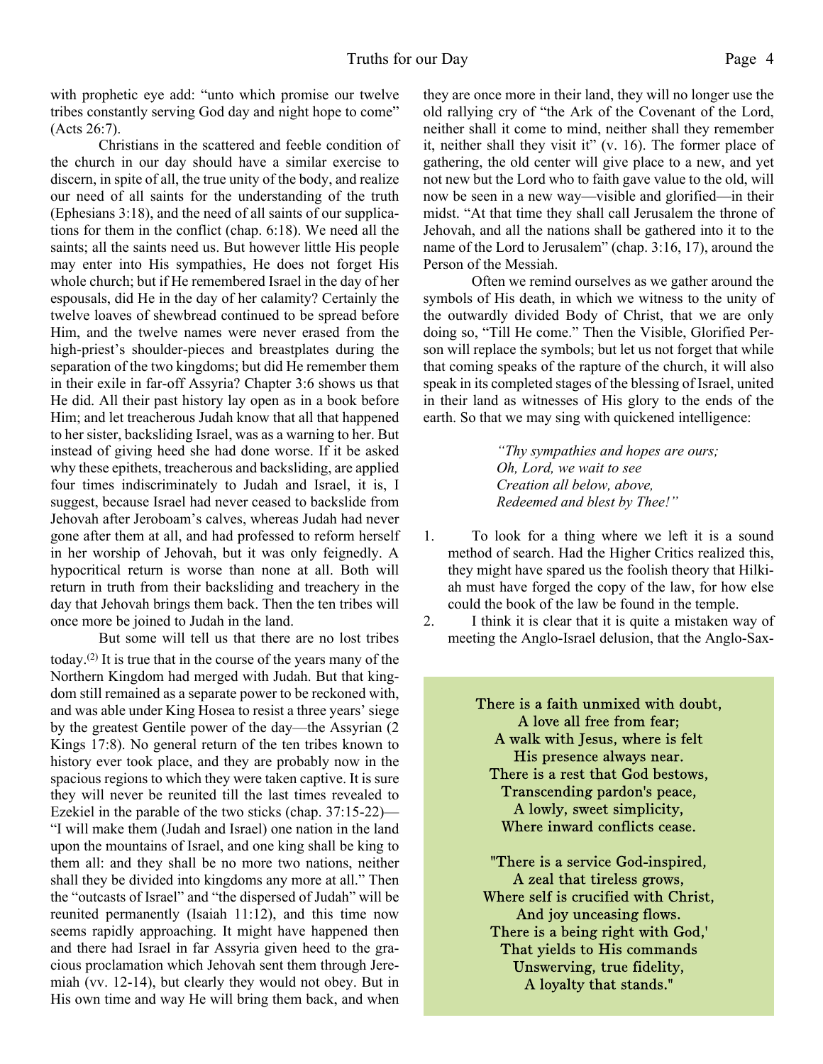with prophetic eye add: "unto which promise our twelve tribes constantly serving God day and night hope to come" (Acts 26:7).

Christians in the scattered and feeble condition of the church in our day should have a similar exercise to discern, in spite of all, the true unity of the body, and realize our need of all saints for the understanding of the truth (Ephesians 3:18), and the need of all saints of our supplications for them in the conflict (chap. 6:18). We need all the saints; all the saints need us. But however little His people may enter into His sympathies, He does not forget His whole church; but if He remembered Israel in the day of her espousals, did He in the day of her calamity? Certainly the twelve loaves of shewbread continued to be spread before Him, and the twelve names were never erased from the high-priest's shoulder-pieces and breastplates during the separation of the two kingdoms; but did He remember them in their exile in far-off Assyria? Chapter 3:6 shows us that He did. All their past history lay open as in a book before Him; and let treacherous Judah know that all that happened to her sister, backsliding Israel, was as a warning to her. But instead of giving heed she had done worse. If it be asked why these epithets, treacherous and backsliding, are applied four times indiscriminately to Judah and Israel, it is, I suggest, because Israel had never ceased to backslide from Jehovah after Jeroboam's calves, whereas Judah had never gone after them at all, and had professed to reform herself in her worship of Jehovah, but it was only feignedly. A hypocritical return is worse than none at all. Both will return in truth from their backsliding and treachery in the day that Jehovah brings them back. Then the ten tribes will once more be joined to Judah in the land.

But some will tell us that there are no lost tribes today.[2] It is true that in the course of the years many of the Northern Kingdom had merged with Judah. But that kingdom still remained as a separate power to be reckoned with, and was able under King Hosea to resist a three years' siege by the greatest Gentile power of the day—the Assyrian (2 Kings 17:8). No general return of the ten tribes known to history ever took place, and they are probably now in the spacious regions to which they were taken captive. It is sure they will never be reunited till the last times revealed to Ezekiel in the parable of the two sticks (chap. 37:15-22)—"I will make them (Judah and Israel) one nation in the land upon the mountains of Israel, and one king shall be king to them all: and they shall be no more two nations, neither shall they be divided into kingdoms any more at all." Then the "outcasts of Israel" and "the dispersed of Judah" will be reunited permanently (Isaiah 11:12), and this time now seems rapidly approaching. It might have happened then and there had Israel in far Assyria given heed to the gracious proclamation which Jehovah sent them through Jeremiah (vv. 12-14), but clearly they would not obey. But in His own time and way He will bring them back, and when they are once more in their land, they will no longer use the old rallying cry of "the Ark of the Covenant of the Lord, neither shall it come to mind, neither shall they remember it, neither shall they visit it" (v. 16). The former place of gathering, the old center will give place to a new, and yet not new but the Lord who to faith gave value to the old, will now be seen in a new way—visible and glorified—in their midst. "At that time they shall call Jerusalem the throne of Jehovah, and all the nations shall be gathered into it to the name of the Lord to Jerusalem" (chap. 3:16, 17), around the Person of the Messiah.

Often we remind ourselves as we gather around the symbols of His death, in which we witness to the unity of the outwardly divided Body of Christ, that we are only doing so, "Till He come." Then the Visible, Glorified Person will replace the symbols; but let us not forget that while that coming speaks of the rapture of the church, it will also speak in its completed stages of the blessing of Israel, united in their land as witnesses of His glory to the ends of the earth. So that we may sing with quickened intelligence:

> *"Thy sympathies and hopes are ours;*
> *Oh, Lord, we wait to see*
> *Creation all below, above,*
> *Redeemed and blest by Thee!"*

1. To look for a thing where we left it is a sound method of search. Had the Higher Critics realized this, they might have spared us the foolish theory that Hilkiah must have forged the copy of the law, for how else could the book of the law be found in the temple.
2. I think it is clear that it is quite a mistaken way of meeting the Anglo-Israel delusion, that the Anglo-Sax-

> There is a faith unmixed with doubt,
> A love all free from fear;
> A walk with Jesus, where is felt
> His presence always near.
> There is a rest that God bestows,
> Transcending pardon's peace,
> A lowly, sweet simplicity,
> Where inward conflicts cease.
>
> "There is a service God-inspired,
> A zeal that tireless grows,
> Where self is crucified with Christ,
> And joy unceasing flows.
> There is a being right with God,'
> That yields to His commands
> Unswerving, true fidelity,
> A loyalty that stands."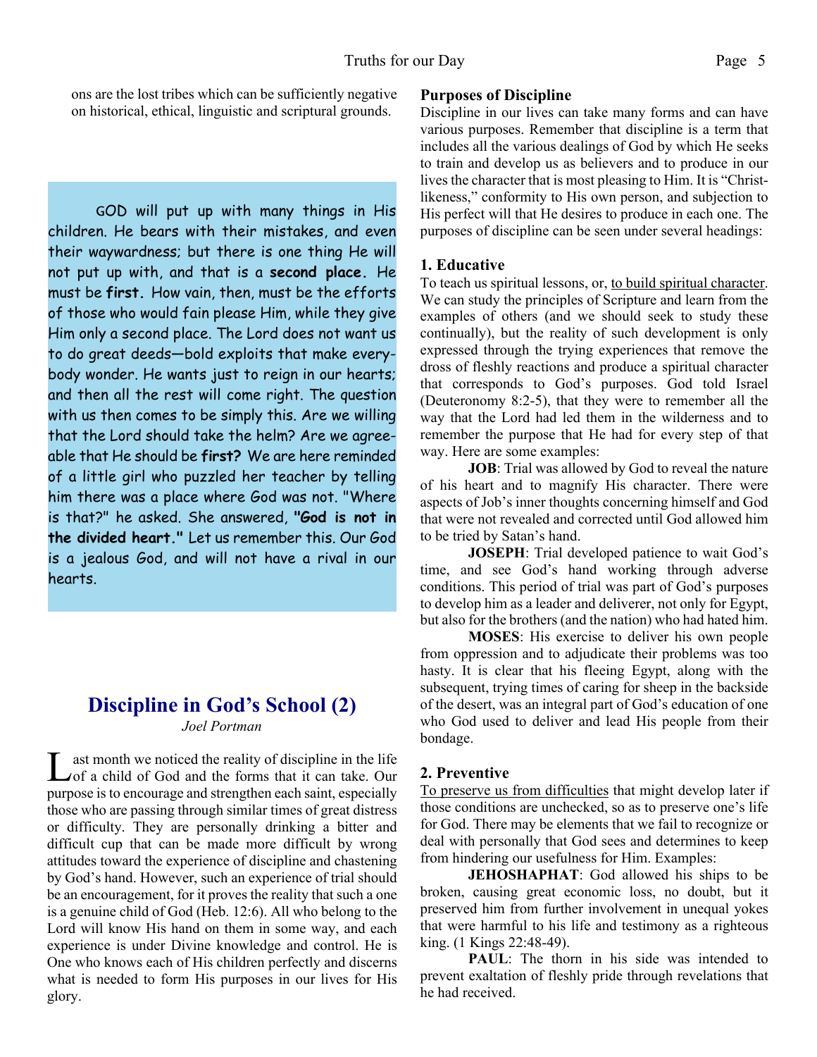ons are the lost tribes which can be sufficiently negative on historical, ethical, linguistic and scriptural grounds.

GOD will put up with many things in His children. He bears with their mistakes, and even their waywardness; but there is one thing He will not put up with, and that is a **second place.** He must be **first.** How vain, then, must be the efforts of those who would fain please Him, while they give Him only a second place. The Lord does not want us to do great deeds—bold exploits that make everybody wonder. He wants just to reign in our hearts; and then all the rest will come right. The question with us then comes to be simply this. Are we willing that the Lord should take the helm? Are we agreeable that He should be **first?** We are here reminded of a little girl who puzzled her teacher by telling him there was a place where God was not. "Where is that?" he asked. She answered, **"God is not in the divided heart."** Let us remember this. Our God is a jealous God, and will not have a rival in our hearts.

## Discipline in God's School (2)

*Joel Portman*

Last month we noticed the reality of discipline in the life of a child of God and the forms that it can take. Our purpose is to encourage and strengthen each saint, especially those who are passing through similar times of great distress or difficulty. They are personally drinking a bitter and difficult cup that can be made more difficult by wrong attitudes toward the experience of discipline and chastening by God's hand. However, such an experience of trial should be an encouragement, for it proves the reality that such a one is a genuine child of God (Heb. 12:6). All who belong to the Lord will know His hand on them in some way, and each experience is under Divine knowledge and control. He is One who knows each of His children perfectly and discerns what is needed to form His purposes in our lives for His glory.

### Purposes of Discipline

Discipline in our lives can take many forms and can have various purposes. Remember that discipline is a term that includes all the various dealings of God by which He seeks to train and develop us as believers and to produce in our lives the character that is most pleasing to Him. It is "Christ-likeness," conformity to His own person, and subjection to His perfect will that He desires to produce in each one. The purposes of discipline can be seen under several headings:

### 1. Educative

To teach us spiritual lessons, or, to build spiritual character. We can study the principles of Scripture and learn from the examples of others (and we should seek to study these continually), but the reality of such development is only expressed through the trying experiences that remove the dross of fleshly reactions and produce a spiritual character that corresponds to God's purposes. God told Israel (Deuteronomy 8:2-5), that they were to remember all the way that the Lord had led them in the wilderness and to remember the purpose that He had for every step of that way. Here are some examples:

**JOB**: Trial was allowed by God to reveal the nature of his heart and to magnify His character. There were aspects of Job's inner thoughts concerning himself and God that were not revealed and corrected until God allowed him to be tried by Satan's hand.

**JOSEPH**: Trial developed patience to wait God's time, and see God's hand working through adverse conditions. This period of trial was part of God's purposes to develop him as a leader and deliverer, not only for Egypt, but also for the brothers (and the nation) who had hated him.

**MOSES**: His exercise to deliver his own people from oppression and to adjudicate their problems was too hasty. It is clear that his fleeing Egypt, along with the subsequent, trying times of caring for sheep in the backside of the desert, was an integral part of God's education of one who God used to deliver and lead His people from their bondage.

### 2. Preventive

To preserve us from difficulties that might develop later if those conditions are unchecked, so as to preserve one's life for God. There may be elements that we fail to recognize or deal with personally that God sees and determines to keep from hindering our usefulness for Him. Examples:

**JEHOSHAPHAT**: God allowed his ships to be broken, causing great economic loss, no doubt, but it preserved him from further involvement in unequal yokes that were harmful to his life and testimony as a righteous king. (1 Kings 22:48-49).

**PAUL**: The thorn in his side was intended to prevent exaltation of fleshly pride through revelations that he had received.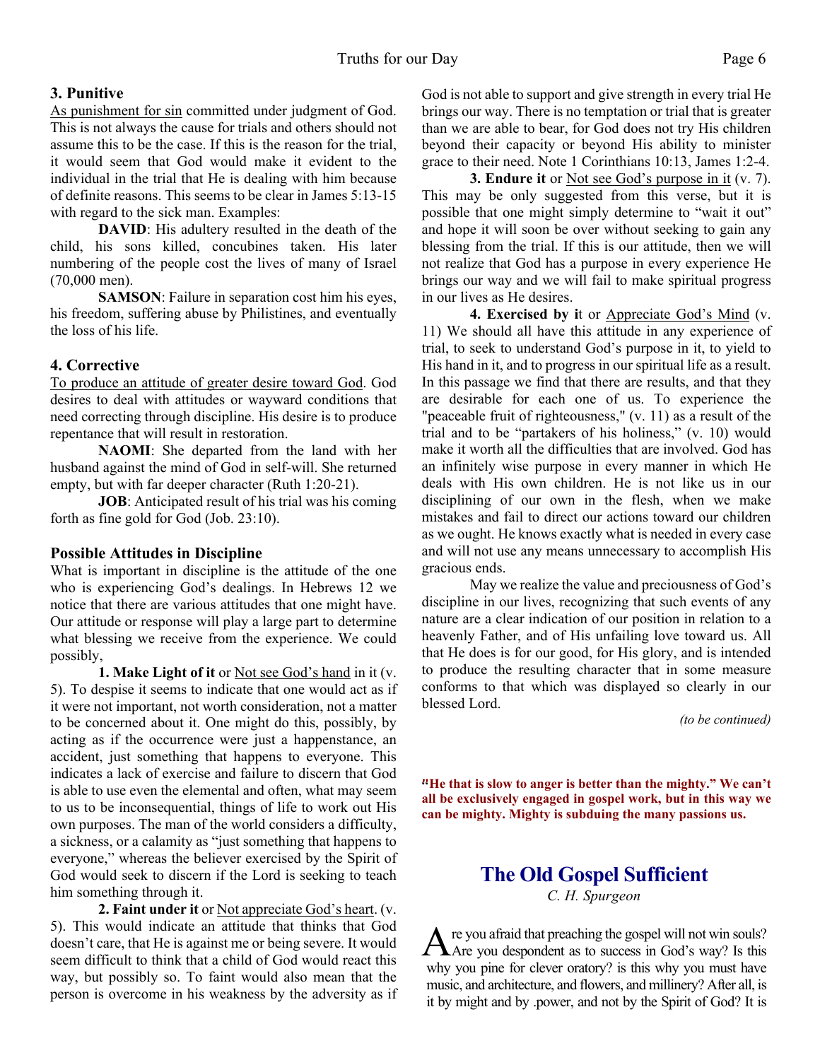### 3. Punitive

As punishment for sin committed under judgment of God. This is not always the cause for trials and others should not assume this to be the case. If this is the reason for the trial, it would seem that God would make it evident to the individual in the trial that He is dealing with him because of definite reasons. This seems to be clear in James 5:13-15 with regard to the sick man. Examples:

**DAVID**: His adultery resulted in the death of the child, his sons killed, concubines taken. His later numbering of the people cost the lives of many of Israel (70,000 men).

**SAMSON**: Failure in separation cost him his eyes, his freedom, suffering abuse by Philistines, and eventually the loss of his life.

### 4. Corrective

To produce an attitude of greater desire toward God. God desires to deal with attitudes or wayward conditions that need correcting through discipline. His desire is to produce repentance that will result in restoration.

**NAOMI**: She departed from the land with her husband against the mind of God in self-will. She returned empty, but with far deeper character (Ruth 1:20-21).

**JOB**: Anticipated result of his trial was his coming forth as fine gold for God (Job. 23:10).

### Possible Attitudes in Discipline

What is important in discipline is the attitude of the one who is experiencing God's dealings. In Hebrews 12 we notice that there are various attitudes that one might have. Our attitude or response will play a large part to determine what blessing we receive from the experience. We could possibly,

**1. Make Light of it** or Not see God's hand in it (v. 5). To despise it seems to indicate that one would act as if it were not important, not worth consideration, not a matter to be concerned about it. One might do this, possibly, by acting as if the occurrence were just a happenstance, an accident, just something that happens to everyone. This indicates a lack of exercise and failure to discern that God is able to use even the elemental and often, what may seem to us to be inconsequential, things of life to work out His own purposes. The man of the world considers a difficulty, a sickness, or a calamity as "just something that happens to everyone," whereas the believer exercised by the Spirit of God would seek to discern if the Lord is seeking to teach him something through it.

**2. Faint under it** or Not appreciate God's heart. (v. 5). This would indicate an attitude that thinks that God doesn't care, that He is against me or being severe. It would seem difficult to think that a child of God would react this way, but possibly so. To faint would also mean that the person is overcome in his weakness by the adversity as if God is not able to support and give strength in every trial He brings our way. There is no temptation or trial that is greater than we are able to bear, for God does not try His children beyond their capacity or beyond His ability to minister grace to their need. Note 1 Corinthians 10:13, James 1:2-4.

**3. Endure it** or Not see God's purpose in it (v. 7). This may be only suggested from this verse, but it is possible that one might simply determine to "wait it out" and hope it will soon be over without seeking to gain any blessing from the trial. If this is our attitude, then we will not realize that God has a purpose in every experience He brings our way and we will fail to make spiritual progress in our lives as He desires.

**4. Exercised by it** or Appreciate God's Mind (v. 11) We should all have this attitude in any experience of trial, to seek to understand God's purpose in it, to yield to His hand in it, and to progress in our spiritual life as a result. In this passage we find that there are results, and that they are desirable for each one of us. To experience the "peaceable fruit of righteousness," (v. 11) as a result of the trial and to be "partakers of his holiness," (v. 10) would make it worth all the difficulties that are involved. God has an infinitely wise purpose in every manner in which He deals with His own children. He is not like us in our disciplining of our own in the flesh, when we make mistakes and fail to direct our actions toward our children as we ought. He knows exactly what is needed in every case and will not use any means unnecessary to accomplish His gracious ends.

May we realize the value and preciousness of God's discipline in our lives, recognizing that such events of any nature are a clear indication of our position in relation to a heavenly Father, and of His unfailing love toward us. All that He does is for our good, for His glory, and is intended to produce the resulting character that in some measure conforms to that which was displayed so clearly in our blessed Lord.

*(to be continued)*

**"He that is slow to anger is better than the mighty." We can't all be exclusively engaged in gospel work, but in this way we can be mighty. Mighty is subduing the many passions us.**

## The Old Gospel Sufficient

*C. H. Spurgeon*

Are you afraid that preaching the gospel will not win souls? Are you despondent as to success in God's way? Is this why you pine for clever oratory? is this why you must have music, and architecture, and flowers, and millinery? After all, is it by might and by .power, and not by the Spirit of God? It is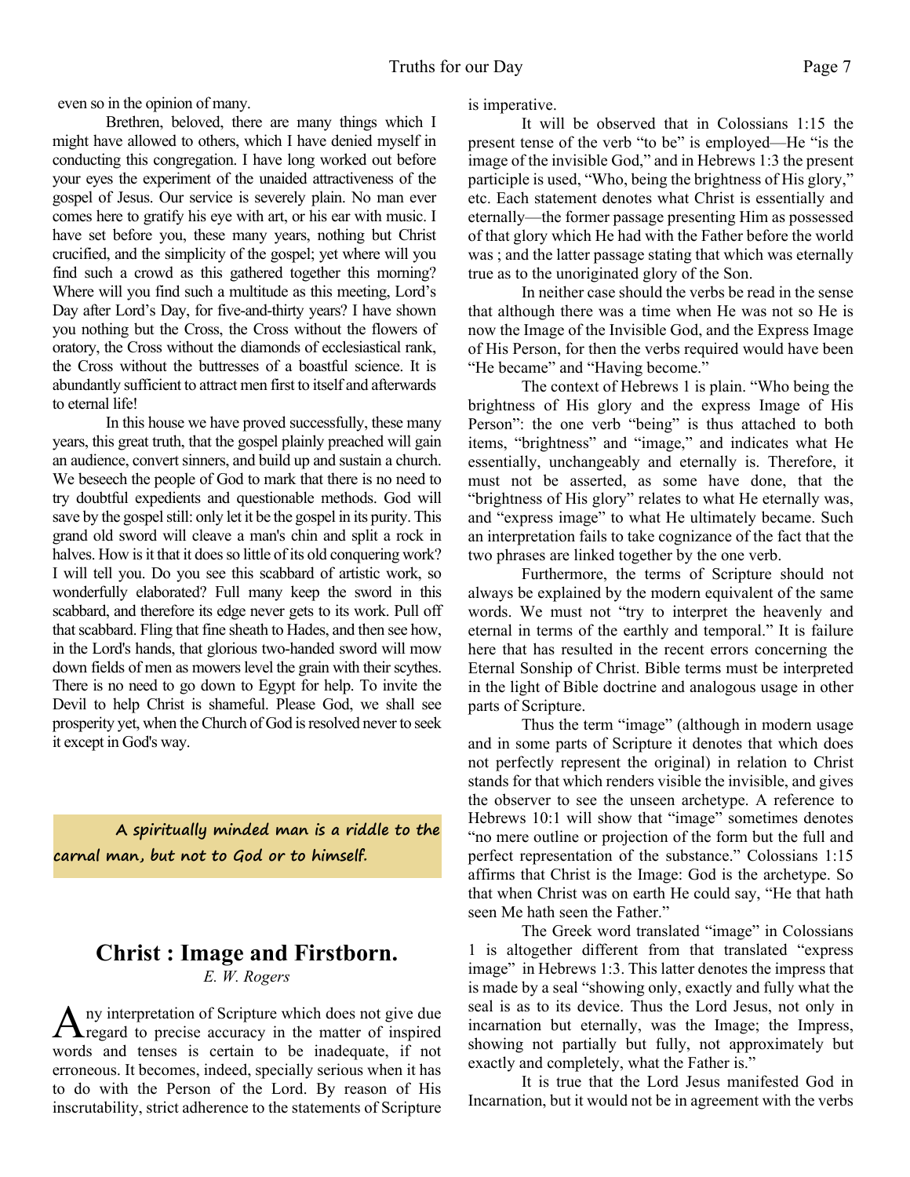even so in the opinion of many.

Brethren, beloved, there are many things which I might have allowed to others, which I have denied myself in conducting this congregation. I have long worked out before your eyes the experiment of the unaided attractiveness of the gospel of Jesus. Our service is severely plain. No man ever comes here to gratify his eye with art, or his ear with music. I have set before you, these many years, nothing but Christ crucified, and the simplicity of the gospel; yet where will you find such a crowd as this gathered together this morning? Where will you find such a multitude as this meeting, Lord's Day after Lord's Day, for five-and-thirty years? I have shown you nothing but the Cross, the Cross without the flowers of oratory, the Cross without the diamonds of ecclesiastical rank, the Cross without the buttresses of a boastful science. It is abundantly sufficient to attract men first to itself and afterwards to eternal life!

In this house we have proved successfully, these many years, this great truth, that the gospel plainly preached will gain an audience, convert sinners, and build up and sustain a church. We beseech the people of God to mark that there is no need to try doubtful expedients and questionable methods. God will save by the gospel still: only let it be the gospel in its purity. This grand old sword will cleave a man's chin and split a rock in halves. How is it that it does so little of its old conquering work? I will tell you. Do you see this scabbard of artistic work, so wonderfully elaborated? Full many keep the sword in this scabbard, and therefore its edge never gets to its work. Pull off that scabbard. Fling that fine sheath to Hades, and then see how, in the Lord's hands, that glorious two-handed sword will mow down fields of men as mowers level the grain with their scythes. There is no need to go down to Egypt for help. To invite the Devil to help Christ is shameful. Please God, we shall see prosperity yet, when the Church of God is resolved never to seek it except in God's way.

**A spiritually minded man is a riddle to the carnal man, but not to God or to himself.**

## Christ : Image and Firstborn.

*E. W. Rogers*

Any interpretation of Scripture which does not give due regard to precise accuracy in the matter of inspired words and tenses is certain to be inadequate, if not erroneous. It becomes, indeed, specially serious when it has to do with the Person of the Lord. By reason of His inscrutability, strict adherence to the statements of Scripture is imperative.

It will be observed that in Colossians 1:15 the present tense of the verb "to be" is employed—He "is the image of the invisible God," and in Hebrews 1:3 the present participle is used, "Who, being the brightness of His glory," etc. Each statement denotes what Christ is essentially and eternally—the former passage presenting Him as possessed of that glory which He had with the Father before the world was ; and the latter passage stating that which was eternally true as to the unoriginated glory of the Son.

In neither case should the verbs be read in the sense that although there was a time when He was not so He is now the Image of the Invisible God, and the Express Image of His Person, for then the verbs required would have been "He became" and "Having become."

The context of Hebrews 1 is plain. "Who being the brightness of His glory and the express Image of His Person": the one verb "being" is thus attached to both items, "brightness" and "image," and indicates what He essentially, unchangeably and eternally is. Therefore, it must not be asserted, as some have done, that the "brightness of His glory" relates to what He eternally was, and "express image" to what He ultimately became. Such an interpretation fails to take cognizance of the fact that the two phrases are linked together by the one verb.

Furthermore, the terms of Scripture should not always be explained by the modern equivalent of the same words. We must not "try to interpret the heavenly and eternal in terms of the earthly and temporal." It is failure here that has resulted in the recent errors concerning the Eternal Sonship of Christ. Bible terms must be interpreted in the light of Bible doctrine and analogous usage in other parts of Scripture.

Thus the term "image" (although in modern usage and in some parts of Scripture it denotes that which does not perfectly represent the original) in relation to Christ stands for that which renders visible the invisible, and gives the observer to see the unseen archetype. A reference to Hebrews 10:1 will show that "image" sometimes denotes "no mere outline or projection of the form but the full and perfect representation of the substance." Colossians 1:15 affirms that Christ is the Image: God is the archetype. So that when Christ was on earth He could say, "He that hath seen Me hath seen the Father."

The Greek word translated "image" in Colossians 1 is altogether different from that translated "express image" in Hebrews 1:3. This latter denotes the impress that is made by a seal "showing only, exactly and fully what the seal is as to its device. Thus the Lord Jesus, not only in incarnation but eternally, was the Image; the Impress, showing not partially but fully, not approximately but exactly and completely, what the Father is."

It is true that the Lord Jesus manifested God in Incarnation, but it would not be in agreement with the verbs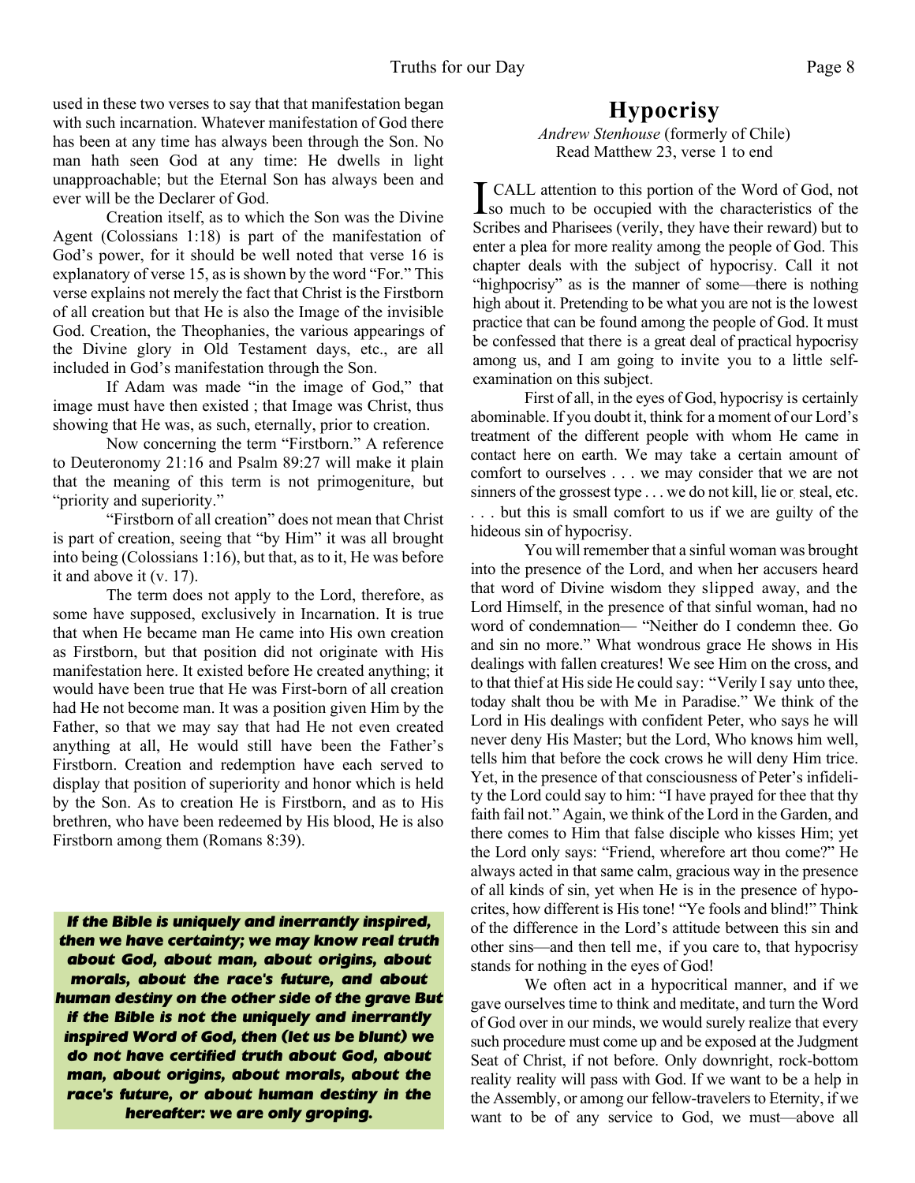used in these two verses to say that that manifestation began with such incarnation. Whatever manifestation of God there has been at any time has always been through the Son. No man hath seen God at any time: He dwells in light unapproachable; but the Eternal Son has always been and ever will be the Declarer of God.

Creation itself, as to which the Son was the Divine Agent (Colossians 1:18) is part of the manifestation of God's power, for it should be well noted that verse 16 is explanatory of verse 15, as is shown by the word "For." This verse explains not merely the fact that Christ is the Firstborn of all creation but that He is also the Image of the invisible God. Creation, the Theophanies, the various appearings of the Divine glory in Old Testament days, etc., are all included in God's manifestation through the Son.

If Adam was made "in the image of God," that image must have then existed ; that Image was Christ, thus showing that He was, as such, eternally, prior to creation.

Now concerning the term "Firstborn." A reference to Deuteronomy 21:16 and Psalm 89:27 will make it plain that the meaning of this term is not primogeniture, but "priority and superiority."

"Firstborn of all creation" does not mean that Christ is part of creation, seeing that "by Him" it was all brought into being (Colossians 1:16), but that, as to it, He was before it and above it (v. 17).

The term does not apply to the Lord, therefore, as some have supposed, exclusively in Incarnation. It is true that when He became man He came into His own creation as Firstborn, but that position did not originate with His manifestation here. It existed before He created anything; it would have been true that He was First-born of all creation had He not become man. It was a position given Him by the Father, so that we may say that had He not even created anything at all, He would still have been the Father's Firstborn. Creation and redemption have each served to display that position of superiority and honor which is held by the Son. As to creation He is Firstborn, and as to His brethren, who have been redeemed by His blood, He is also Firstborn among them (Romans 8:39).

***If the Bible is uniquely and inerrantly inspired, then we have certainty; we may know real truth about God, about man, about origins, about morals, about the race's future, and about human destiny on the other side of the grave But if the Bible is not the uniquely and inerrantly inspired Word of God, then (let us be blunt) we do not have certified truth about God, about man, about origins, about morals, about the race's future, or about human destiny in the hereafter: we are only groping.***

## Hypocrisy

*Andrew Stenhouse* (formerly of Chile)
Read Matthew 23, verse 1 to end

I CALL attention to this portion of the Word of God, not so much to be occupied with the characteristics of the Scribes and Pharisees (verily, they have their reward) but to enter a plea for more reality among the people of God. This chapter deals with the subject of hypocrisy. Call it not "highpocrisy" as is the manner of some—there is nothing high about it. Pretending to be what you are not is the lowest practice that can be found among the people of God. It must be confessed that there is a great deal of practical hypocrisy among us, and I am going to invite you to a little self-examination on this subject.

First of all, in the eyes of God, hypocrisy is certainly abominable. If you doubt it, think for a moment of our Lord's treatment of the different people with whom He came in contact here on earth. We may take a certain amount of comfort to ourselves . . . we may consider that we are not sinners of the grossest type . . . we do not kill, lie or steal, etc. . . . but this is small comfort to us if we are guilty of the hideous sin of hypocrisy.

You will remember that a sinful woman was brought into the presence of the Lord, and when her accusers heard that word of Divine wisdom they slipped away, and the Lord Himself, in the presence of that sinful woman, had no word of condemnation— "Neither do I condemn thee. Go and sin no more." What wondrous grace He shows in His dealings with fallen creatures! We see Him on the cross, and to that thief at His side He could say: "Verily I say unto thee, today shalt thou be with Me in Paradise." We think of the Lord in His dealings with confident Peter, who says he will never deny His Master; but the Lord, Who knows him well, tells him that before the cock crows he will deny Him trice. Yet, in the presence of that consciousness of Peter's infidelity the Lord could say to him: "I have prayed for thee that thy faith fail not." Again, we think of the Lord in the Garden, and there comes to Him that false disciple who kisses Him; yet the Lord only says: "Friend, wherefore art thou come?" He always acted in that same calm, gracious way in the presence of all kinds of sin, yet when He is in the presence of hypocrites, how different is His tone! "Ye fools and blind!" Think of the difference in the Lord's attitude between this sin and other sins—and then tell me, if you care to, that hypocrisy stands for nothing in the eyes of God!

We often act in a hypocritical manner, and if we gave ourselves time to think and meditate, and turn the Word of God over in our minds, we would surely realize that every such procedure must come up and be exposed at the Judgment Seat of Christ, if not before. Only downright, rock-bottom reality reality will pass with God. If we want to be a help in the Assembly, or among our fellow-travelers to Eternity, if we want to be of any service to God, we must—above all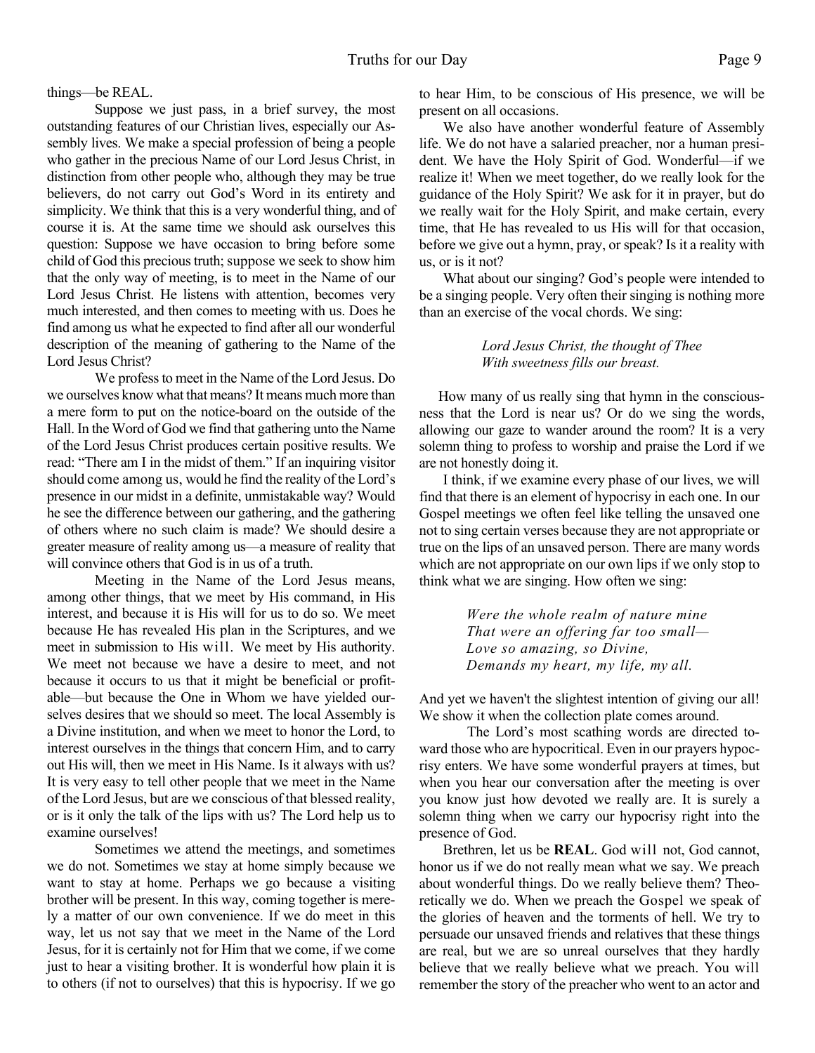things—be REAL.

Suppose we just pass, in a brief survey, the most outstanding features of our Christian lives, especially our Assembly lives. We make a special profession of being a people who gather in the precious Name of our Lord Jesus Christ, in distinction from other people who, although they may be true believers, do not carry out God's Word in its entirety and simplicity. We think that this is a very wonderful thing, and of course it is. At the same time we should ask ourselves this question: Suppose we have occasion to bring before some child of God this precious truth; suppose we seek to show him that the only way of meeting, is to meet in the Name of our Lord Jesus Christ. He listens with attention, becomes very much interested, and then comes to meeting with us. Does he find among us what he expected to find after all our wonderful description of the meaning of gathering to the Name of the Lord Jesus Christ?

We profess to meet in the Name of the Lord Jesus. Do we ourselves know what that means? It means much more than a mere form to put on the notice-board on the outside of the Hall. In the Word of God we find that gathering unto the Name of the Lord Jesus Christ produces certain positive results. We read: "There am I in the midst of them." If an inquiring visitor should come among us, would he find the reality of the Lord's presence in our midst in a definite, unmistakable way? Would he see the difference between our gathering, and the gathering of others where no such claim is made? We should desire a greater measure of reality among us—a measure of reality that will convince others that God is in us of a truth.

Meeting in the Name of the Lord Jesus means, among other things, that we meet by His command, in His interest, and because it is His will for us to do so. We meet because He has revealed His plan in the Scriptures, and we meet in submission to His will. We meet by His authority. We meet not because we have a desire to meet, and not because it occurs to us that it might be beneficial or profitable—but because the One in Whom we have yielded ourselves desires that we should so meet. The local Assembly is a Divine institution, and when we meet to honor the Lord, to interest ourselves in the things that concern Him, and to carry out His will, then we meet in His Name. Is it always with us? It is very easy to tell other people that we meet in the Name of the Lord Jesus, but are we conscious of that blessed reality, or is it only the talk of the lips with us? The Lord help us to examine ourselves!

Sometimes we attend the meetings, and sometimes we do not. Sometimes we stay at home simply because we want to stay at home. Perhaps we go because a visiting brother will be present. In this way, coming together is merely a matter of our own convenience. If we do meet in this way, let us not say that we meet in the Name of the Lord Jesus, for it is certainly not for Him that we come, if we come just to hear a visiting brother. It is wonderful how plain it is to others (if not to ourselves) that this is hypocrisy. If we go to hear Him, to be conscious of His presence, we will be present on all occasions.

We also have another wonderful feature of Assembly life. We do not have a salaried preacher, nor a human president. We have the Holy Spirit of God. Wonderful—if we realize it! When we meet together, do we really look for the guidance of the Holy Spirit? We ask for it in prayer, but do we really wait for the Holy Spirit, and make certain, every time, that He has revealed to us His will for that occasion, before we give out a hymn, pray, or speak? Is it a reality with us, or is it not?

What about our singing? God's people were intended to be a singing people. Very often their singing is nothing more than an exercise of the vocal chords. We sing:

> *Lord Jesus Christ, the thought of Thee*
> *With sweetness fills our breast.*

How many of us really sing that hymn in the consciousness that the Lord is near us? Or do we sing the words, allowing our gaze to wander around the room? It is a very solemn thing to profess to worship and praise the Lord if we are not honestly doing it.

I think, if we examine every phase of our lives, we will find that there is an element of hypocrisy in each one. In our Gospel meetings we often feel like telling the unsaved one not to sing certain verses because they are not appropriate or true on the lips of an unsaved person. There are many words which are not appropriate on our own lips if we only stop to think what we are singing. How often we sing:

> *Were the whole realm of nature mine*
> *That were an offering far too small—*
> *Love so amazing, so Divine,*
> *Demands my heart, my life, my all.*

And yet we haven't the slightest intention of giving our all! We show it when the collection plate comes around.

The Lord's most scathing words are directed toward those who are hypocritical. Even in our prayers hypocrisy enters. We have some wonderful prayers at times, but when you hear our conversation after the meeting is over you know just how devoted we really are. It is surely a solemn thing when we carry our hypocrisy right into the presence of God.

Brethren, let us be **REAL**. God will not, God cannot, honor us if we do not really mean what we say. We preach about wonderful things. Do we really believe them? Theoretically we do. When we preach the Gospel we speak of the glories of heaven and the torments of hell. We try to persuade our unsaved friends and relatives that these things are real, but we are so unreal ourselves that they hardly believe that we really believe what we preach. You will remember the story of the preacher who went to an actor and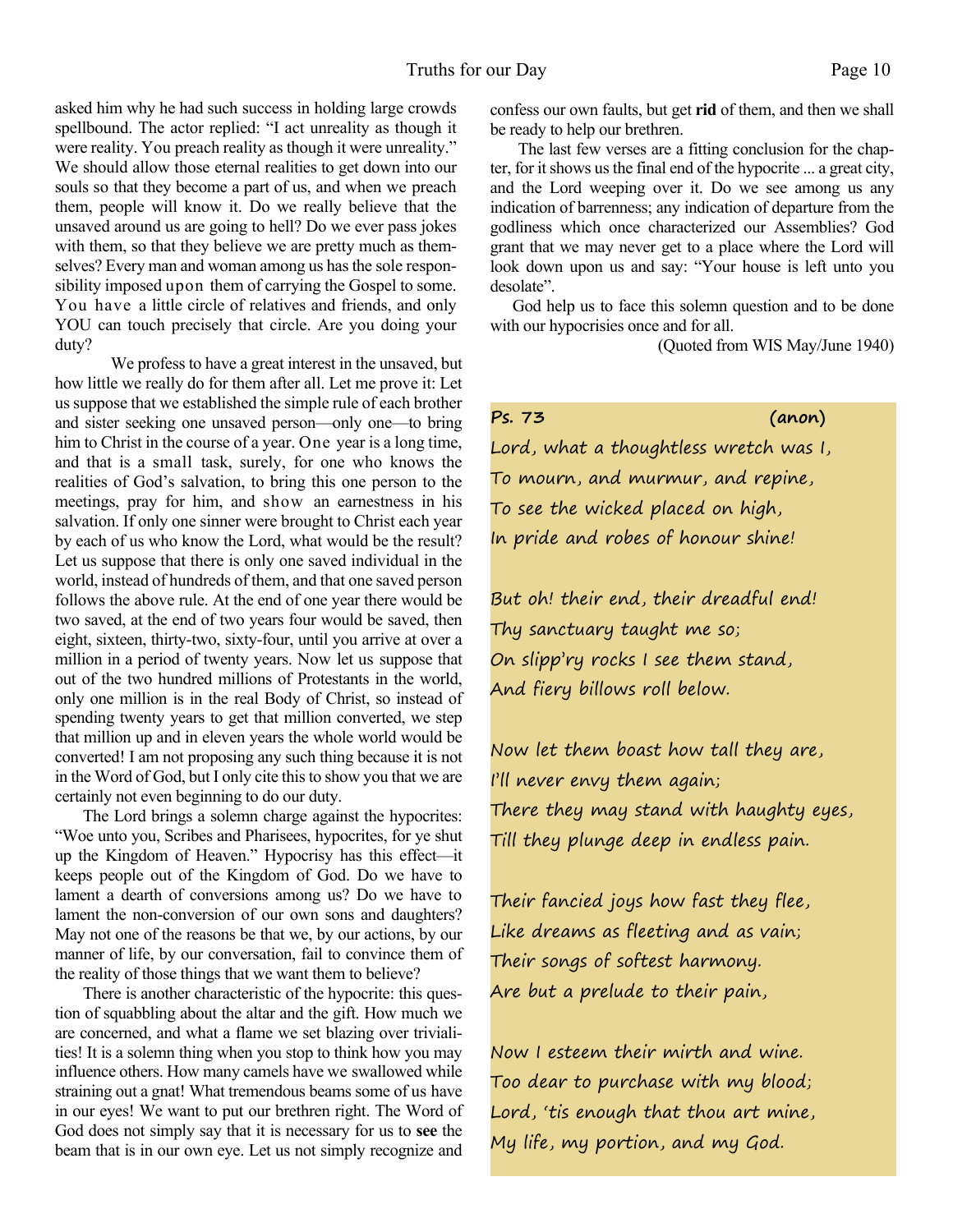asked him why he had such success in holding large crowds spellbound. The actor replied: "I act unreality as though it were reality. You preach reality as though it were unreality." We should allow those eternal realities to get down into our souls so that they become a part of us, and when we preach them, people will know it. Do we really believe that the unsaved around us are going to hell? Do we ever pass jokes with them, so that they believe we are pretty much as themselves? Every man and woman among us has the sole responsibility imposed upon them of carrying the Gospel to some. You have a little circle of relatives and friends, and only YOU can touch precisely that circle. Are you doing your duty?

We profess to have a great interest in the unsaved, but how little we really do for them after all. Let me prove it: Let us suppose that we established the simple rule of each brother and sister seeking one unsaved person—only one—to bring him to Christ in the course of a year. One year is a long time, and that is a small task, surely, for one who knows the realities of God's salvation, to bring this one person to the meetings, pray for him, and show an earnestness in his salvation. If only one sinner were brought to Christ each year by each of us who know the Lord, what would be the result? Let us suppose that there is only one saved individual in the world, instead of hundreds of them, and that one saved person follows the above rule. At the end of one year there would be two saved, at the end of two years four would be saved, then eight, sixteen, thirty-two, sixty-four, until you arrive at over a million in a period of twenty years. Now let us suppose that out of the two hundred millions of Protestants in the world, only one million is in the real Body of Christ, so instead of spending twenty years to get that million converted, we step that million up and in eleven years the whole world would be converted! I am not proposing any such thing because it is not in the Word of God, but I only cite this to show you that we are certainly not even beginning to do our duty.

The Lord brings a solemn charge against the hypocrites: "Woe unto you, Scribes and Pharisees, hypocrites, for ye shut up the Kingdom of Heaven." Hypocrisy has this effect—it keeps people out of the Kingdom of God. Do we have to lament a dearth of conversions among us? Do we have to lament the non-conversion of our own sons and daughters? May not one of the reasons be that we, by our actions, by our manner of life, by our conversation, fail to convince them of the reality of those things that we want them to believe?

There is another characteristic of the hypocrite: this question of squabbling about the altar and the gift. How much we are concerned, and what a flame we set blazing over trivialities! It is a solemn thing when you stop to think how you may influence others. How many camels have we swallowed while straining out a gnat! What tremendous beams some of us have in our eyes! We want to put our brethren right. The Word of God does not simply say that it is necessary for us to **see** the beam that is in our own eye. Let us not simply recognize and confess our own faults, but get **rid** of them, and then we shall be ready to help our brethren.

The last few verses are a fitting conclusion for the chapter, for it shows us the final end of the hypocrite ... a great city, and the Lord weeping over it. Do we see among us any indication of barrenness; any indication of departure from the godliness which once characterized our Assemblies? God grant that we may never get to a place where the Lord will look down upon us and say: "Your house is left unto you desolate".

God help us to face this solemn question and to be done with our hypocrisies once and for all.

(Quoted from WIS May/June 1940)

**Ps. 73** **(anon)**

Lord, what a thoughtless wretch was I,
To mourn, and murmur, and repine,
To see the wicked placed on high,
In pride and robes of honour shine!

But oh! their end, their dreadful end!
Thy sanctuary taught me so;
On slipp'ry rocks I see them stand,
And fiery billows roll below.

Now let them boast how tall they are,
I'll never envy them again;
There they may stand with haughty eyes,
Till they plunge deep in endless pain.

Their fancied joys how fast they flee,
Like dreams as fleeting and as vain;
Their songs of softest harmony.
Are but a prelude to their pain,

Now I esteem their mirth and wine.
Too dear to purchase with my blood;
Lord, 'tis enough that thou art mine,
My life, my portion, and my God.